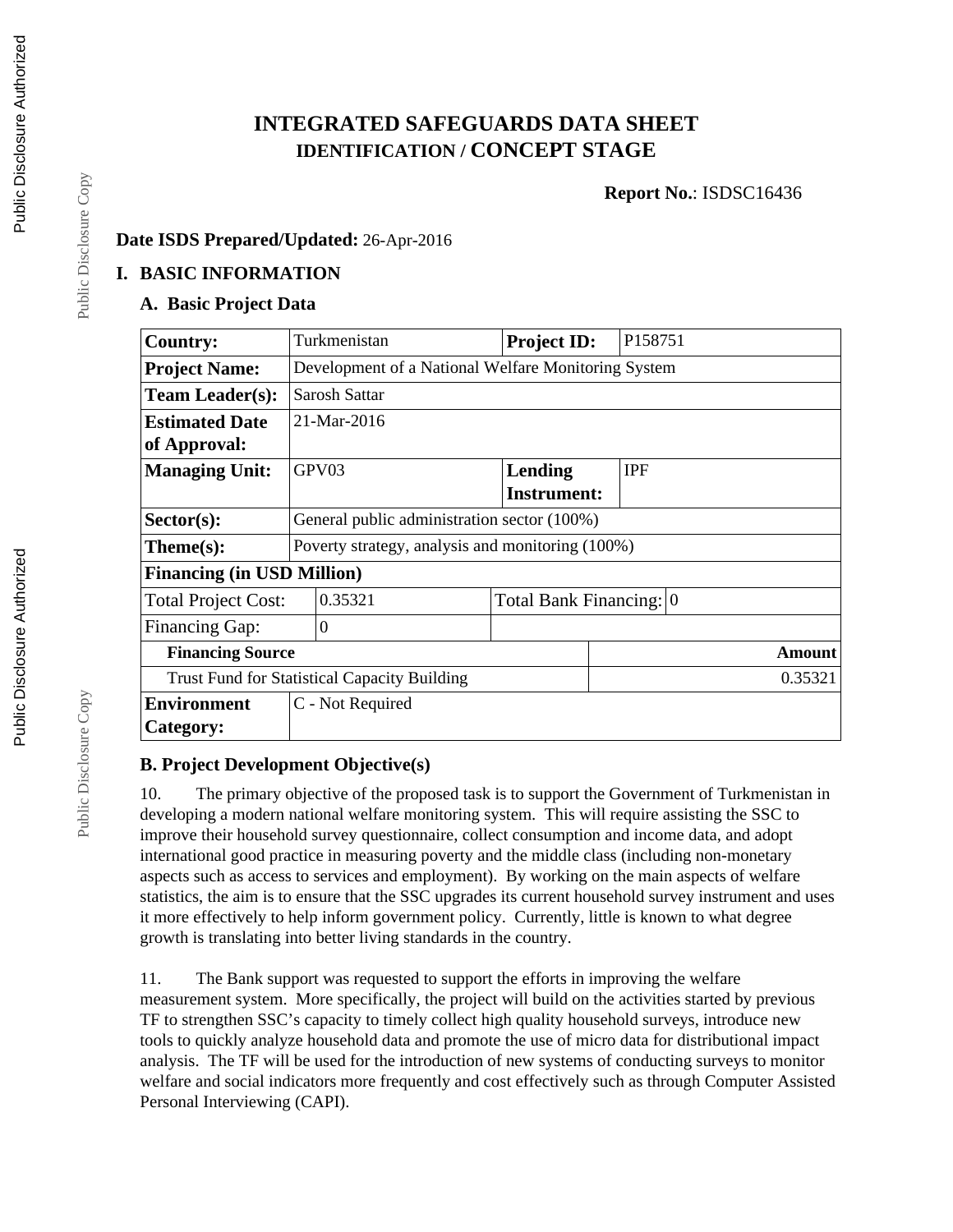# INTEGRATED SAFEGUARDS DATA SHEET
## IDENTIFICATION / CONCEPT STAGE

**Report No.**: ISDSC16436

**Date ISDS Prepared/Updated:** 26-Apr-2016

## I. BASIC INFORMATION

### A. Basic Project Data

| | | | |
|---|---|---|---|
| **Country:** | Turkmenistan | **Project ID:** | P158751 |
| **Project Name:** | Development of a National Welfare Monitoring System | | |
| **Team Leader(s):** | Sarosh Sattar | | |
| **Estimated Date of Approval:** | 21-Mar-2016 | | |
| **Managing Unit:** | GPV03 | **Lending Instrument:** | IPF |
| **Sector(s):** | General public administration sector (100%) | | |
| **Theme(s):** | Poverty strategy, analysis and monitoring (100%) | | |
| **Financing (in USD Million)** | | | |
| Total Project Cost: | 0.35321 | Total Bank Financing: | 0 |
| Financing Gap: | 0 | | |
| **Financing Source** | | | **Amount** |
| Trust Fund for Statistical Capacity Building | | | 0.35321 |
| **Environment Category:** | C - Not Required | | |

### B. Project Development Objective(s)

10. The primary objective of the proposed task is to support the Government of Turkmenistan in developing a modern national welfare monitoring system. This will require assisting the SSC to improve their household survey questionnaire, collect consumption and income data, and adopt international good practice in measuring poverty and the middle class (including non-monetary aspects such as access to services and employment). By working on the main aspects of welfare statistics, the aim is to ensure that the SSC upgrades its current household survey instrument and uses it more effectively to help inform government policy. Currently, little is known to what degree growth is translating into better living standards in the country.

11. The Bank support was requested to support the efforts in improving the welfare measurement system. More specifically, the project will build on the activities started by previous TF to strengthen SSC's capacity to timely collect high quality household surveys, introduce new tools to quickly analyze household data and promote the use of micro data for distributional impact analysis. The TF will be used for the introduction of new systems of conducting surveys to monitor welfare and social indicators more frequently and cost effectively such as through Computer Assisted Personal Interviewing (CAPI).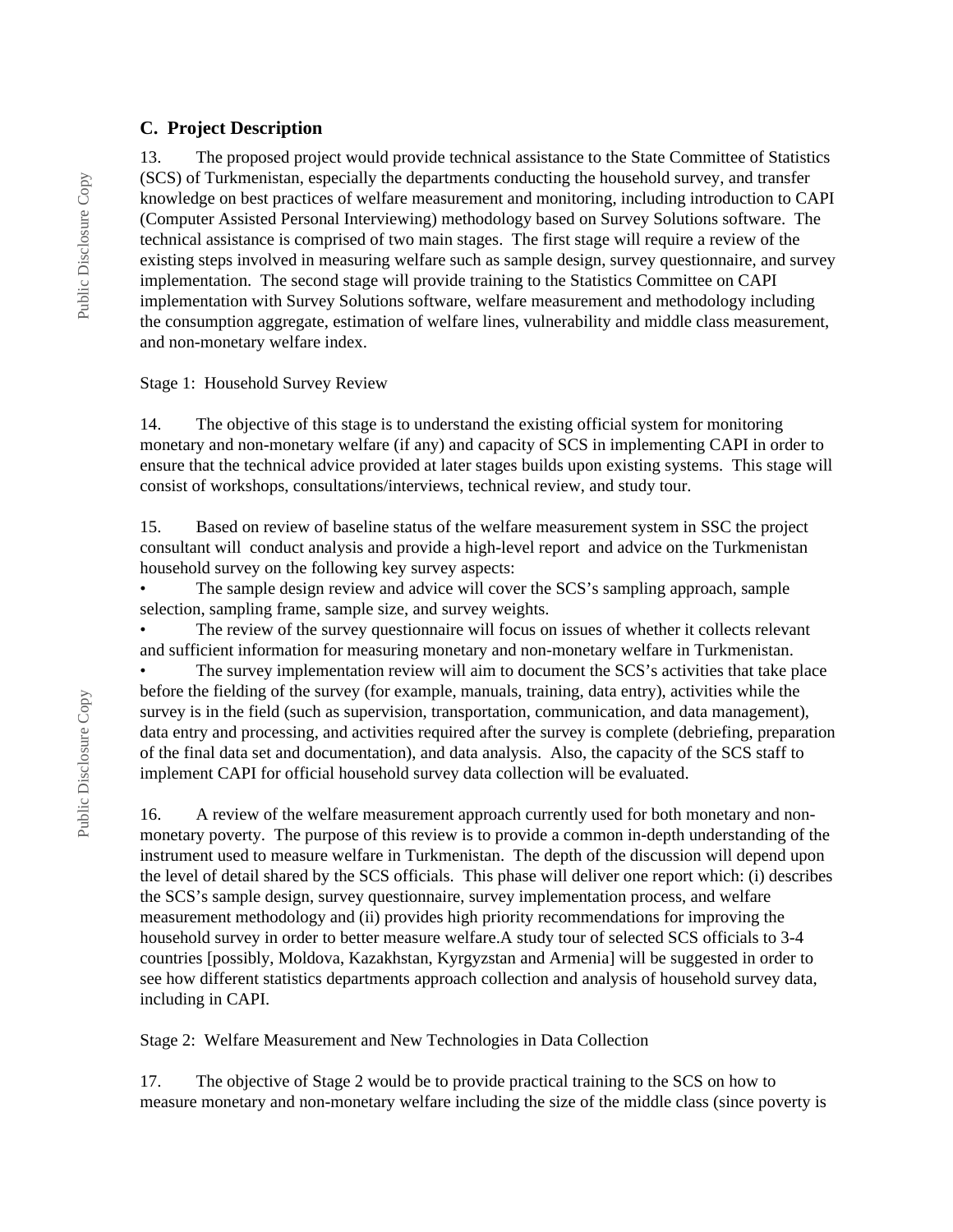## C. Project Description

13. The proposed project would provide technical assistance to the State Committee of Statistics (SCS) of Turkmenistan, especially the departments conducting the household survey, and transfer knowledge on best practices of welfare measurement and monitoring, including introduction to CAPI (Computer Assisted Personal Interviewing) methodology based on Survey Solutions software. The technical assistance is comprised of two main stages. The first stage will require a review of the existing steps involved in measuring welfare such as sample design, survey questionnaire, and survey implementation. The second stage will provide training to the Statistics Committee on CAPI implementation with Survey Solutions software, welfare measurement and methodology including the consumption aggregate, estimation of welfare lines, vulnerability and middle class measurement, and non-monetary welfare index.

Stage 1: Household Survey Review

14. The objective of this stage is to understand the existing official system for monitoring monetary and non-monetary welfare (if any) and capacity of SCS in implementing CAPI in order to ensure that the technical advice provided at later stages builds upon existing systems. This stage will consist of workshops, consultations/interviews, technical review, and study tour.

15. Based on review of baseline status of the welfare measurement system in SSC the project consultant will conduct analysis and provide a high-level report and advice on the Turkmenistan household survey on the following key survey aspects:

- The sample design review and advice will cover the SCS's sampling approach, sample selection, sampling frame, sample size, and survey weights.
- The review of the survey questionnaire will focus on issues of whether it collects relevant and sufficient information for measuring monetary and non-monetary welfare in Turkmenistan.
- The survey implementation review will aim to document the SCS's activities that take place before the fielding of the survey (for example, manuals, training, data entry), activities while the survey is in the field (such as supervision, transportation, communication, and data management), data entry and processing, and activities required after the survey is complete (debriefing, preparation of the final data set and documentation), and data analysis. Also, the capacity of the SCS staff to implement CAPI for official household survey data collection will be evaluated.

16. A review of the welfare measurement approach currently used for both monetary and non-monetary poverty. The purpose of this review is to provide a common in-depth understanding of the instrument used to measure welfare in Turkmenistan. The depth of the discussion will depend upon the level of detail shared by the SCS officials. This phase will deliver one report which: (i) describes the SCS's sample design, survey questionnaire, survey implementation process, and welfare measurement methodology and (ii) provides high priority recommendations for improving the household survey in order to better measure welfare.A study tour of selected SCS officials to 3-4 countries [possibly, Moldova, Kazakhstan, Kyrgyzstan and Armenia] will be suggested in order to see how different statistics departments approach collection and analysis of household survey data, including in CAPI.

Stage 2: Welfare Measurement and New Technologies in Data Collection

17. The objective of Stage 2 would be to provide practical training to the SCS on how to measure monetary and non-monetary welfare including the size of the middle class (since poverty is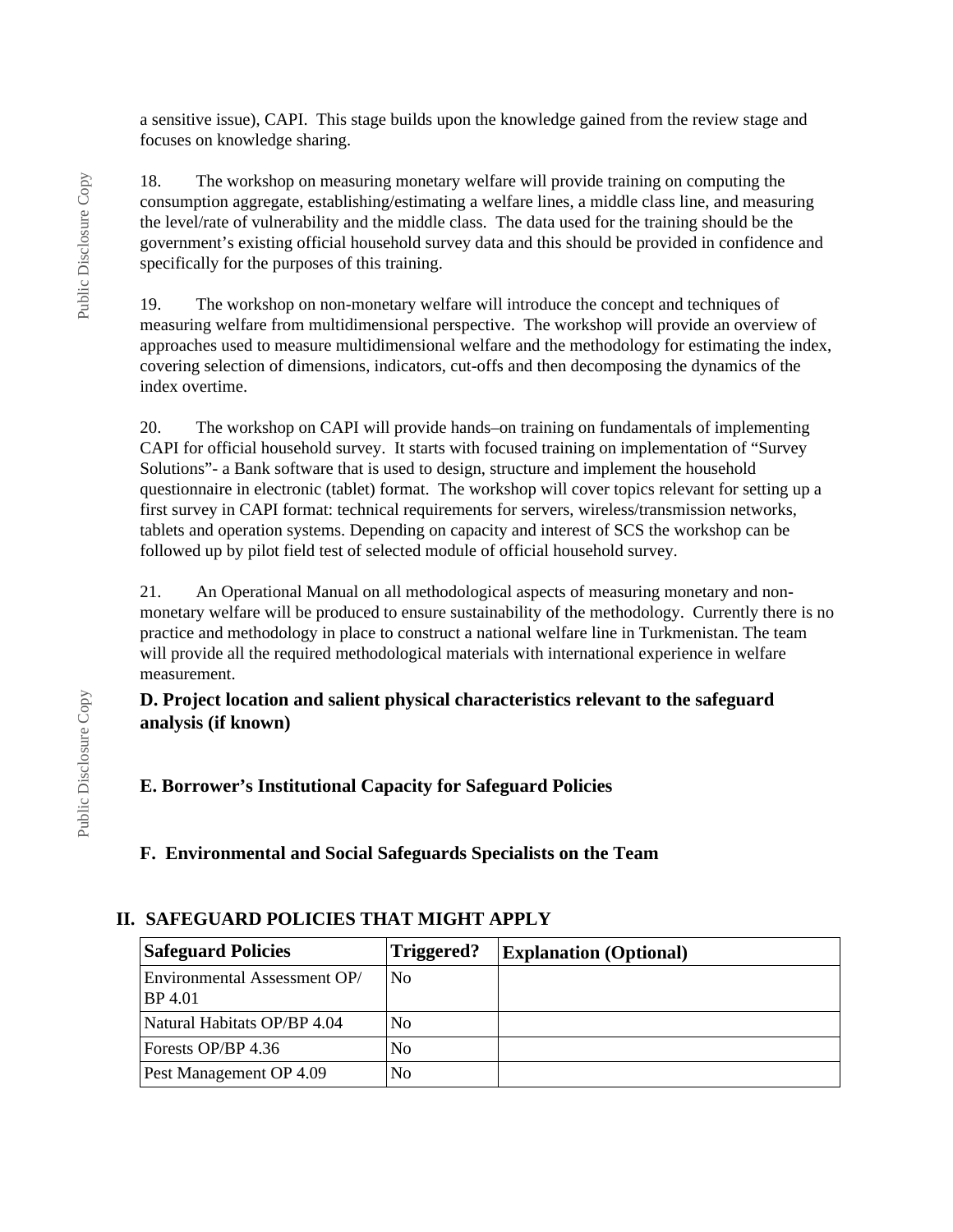a sensitive issue), CAPI. This stage builds upon the knowledge gained from the review stage and focuses on knowledge sharing.

18. The workshop on measuring monetary welfare will provide training on computing the consumption aggregate, establishing/estimating a welfare lines, a middle class line, and measuring the level/rate of vulnerability and the middle class. The data used for the training should be the government's existing official household survey data and this should be provided in confidence and specifically for the purposes of this training.

19. The workshop on non-monetary welfare will introduce the concept and techniques of measuring welfare from multidimensional perspective. The workshop will provide an overview of approaches used to measure multidimensional welfare and the methodology for estimating the index, covering selection of dimensions, indicators, cut-offs and then decomposing the dynamics of the index overtime.

20. The workshop on CAPI will provide hands–on training on fundamentals of implementing CAPI for official household survey. It starts with focused training on implementation of "Survey Solutions"- a Bank software that is used to design, structure and implement the household questionnaire in electronic (tablet) format. The workshop will cover topics relevant for setting up a first survey in CAPI format: technical requirements for servers, wireless/transmission networks, tablets and operation systems. Depending on capacity and interest of SCS the workshop can be followed up by pilot field test of selected module of official household survey.

21. An Operational Manual on all methodological aspects of measuring monetary and non-monetary welfare will be produced to ensure sustainability of the methodology. Currently there is no practice and methodology in place to construct a national welfare line in Turkmenistan. The team will provide all the required methodological materials with international experience in welfare measurement.

### D. Project location and salient physical characteristics relevant to the safeguard analysis (if known)

### E. Borrower's Institutional Capacity for Safeguard Policies

### F. Environmental and Social Safeguards Specialists on the Team

## II. SAFEGUARD POLICIES THAT MIGHT APPLY

| Safeguard Policies | Triggered? | Explanation (Optional) |
|---|---|---|
| Environmental Assessment OP/ BP 4.01 | No | |
| Natural Habitats OP/BP 4.04 | No | |
| Forests OP/BP 4.36 | No | |
| Pest Management OP 4.09 | No | |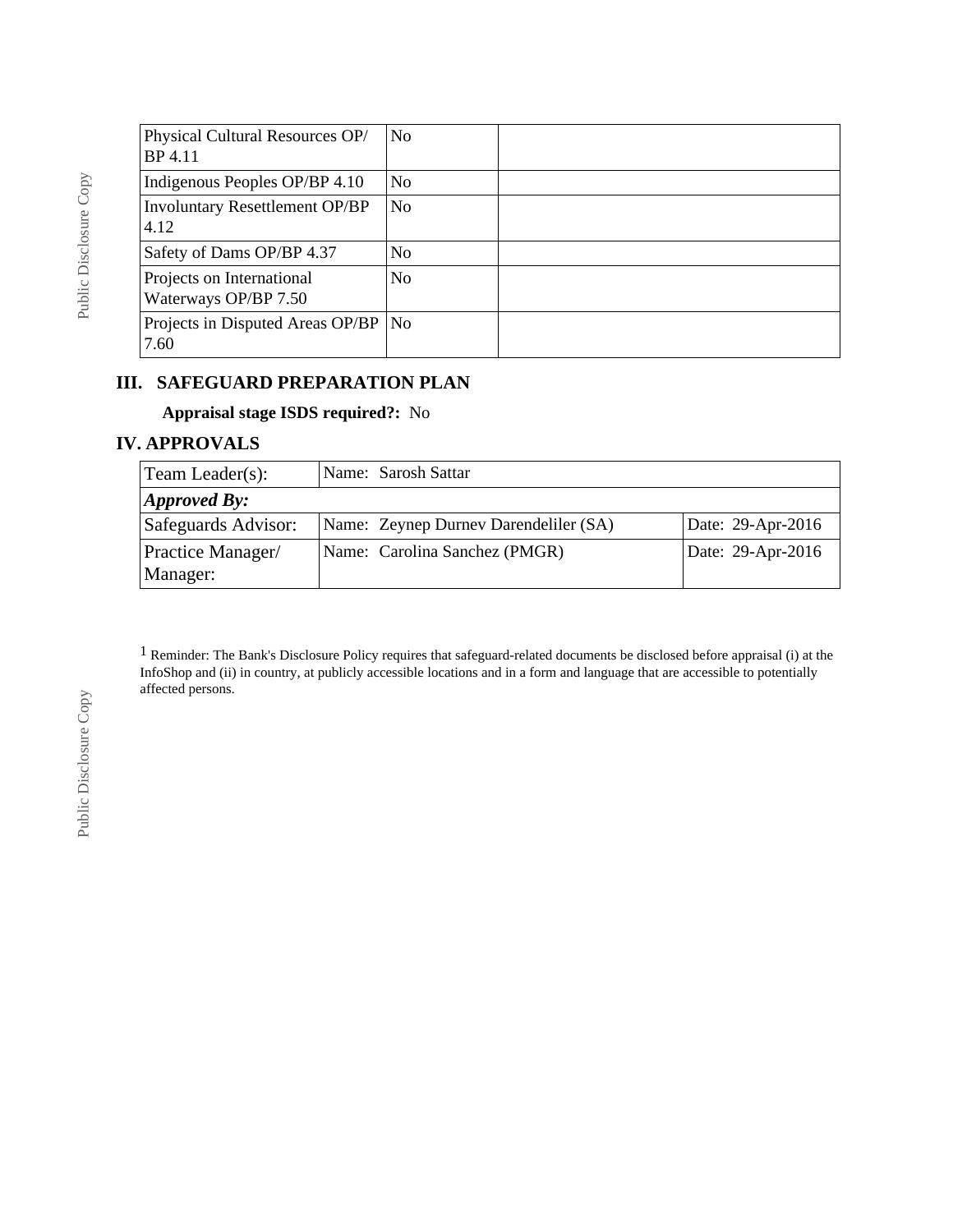| | | |
|---|---|---|
| Physical Cultural Resources OP/ BP 4.11 | No | |
| Indigenous Peoples OP/BP 4.10 | No | |
| Involuntary Resettlement OP/BP 4.12 | No | |
| Safety of Dams OP/BP 4.37 | No | |
| Projects on International Waterways OP/BP 7.50 | No | |
| Projects in Disputed Areas OP/BP 7.60 | No | |

## III. SAFEGUARD PREPARATION PLAN

**Appraisal stage ISDS required?:** No

## IV. APPROVALS

| | | |
|---|---|---|
| Team Leader(s): | Name: Sarosh Sattar | |
| ***Approved By:*** | | |
| Safeguards Advisor: | Name: Zeynep Durnev Darendeliler (SA) | Date: 29-Apr-2016 |
| Practice Manager/ Manager: | Name: Carolina Sanchez (PMGR) | Date: 29-Apr-2016 |

[1] Reminder: The Bank's Disclosure Policy requires that safeguard-related documents be disclosed before appraisal (i) at the InfoShop and (ii) in country, at publicly accessible locations and in a form and language that are accessible to potentially affected persons.